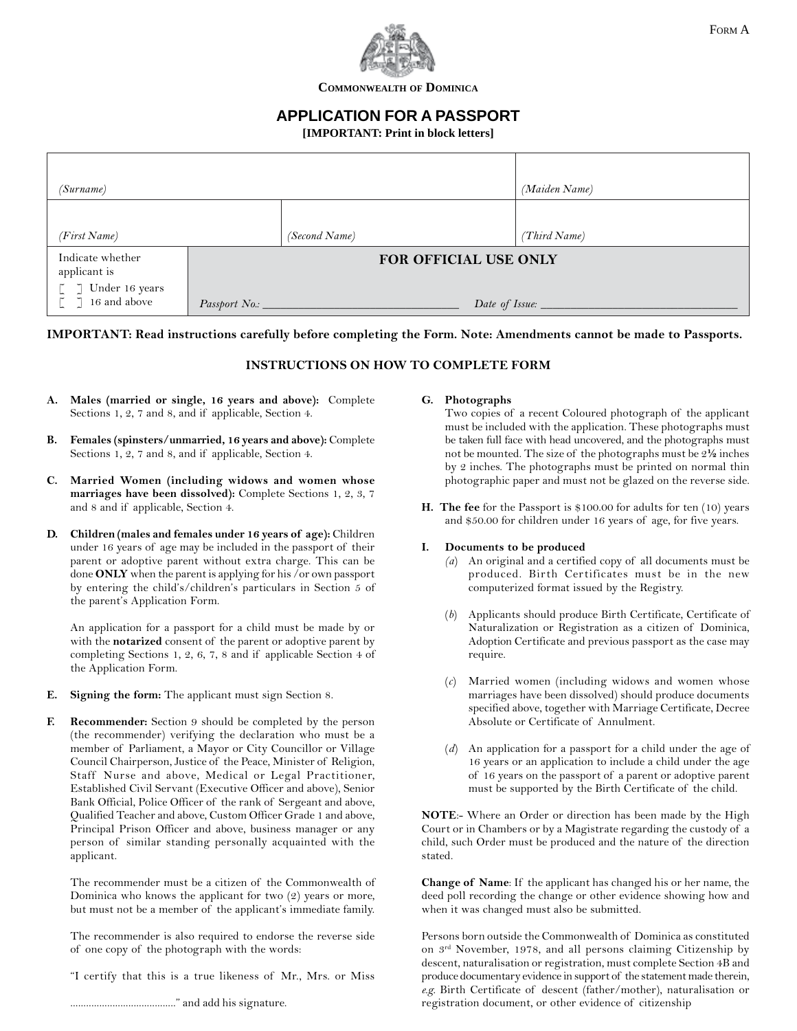Form A

**Commonwealth of Dominica**

# APPLICATION FOR A PASSPORT

**[IMPORTANT: Print in block letters]**

| *(Surname)* | | *(Maiden Name)* |
|---|---|---|
| *(First Name)* | *(Second Name)* | *(Third Name)* |
| Indicate whether applicant is<br>[ ] Under 16 years<br>[ ] 16 and above | **FOR OFFICIAL USE ONLY**<br>*Passport No.:* ____________ | *Date of Issue:* ____________ |

**IMPORTANT: Read instructions carefully before completing the Form. Note: Amendments cannot be made to Passports.**

## INSTRUCTIONS ON HOW TO COMPLETE FORM

**A. Males (married or single, 16 years and above):** Complete Sections 1, 2, 7 and 8, and if applicable, Section 4.

**B. Females (spinsters/unmarried, 16 years and above):** Complete Sections 1, 2, 7 and 8, and if applicable, Section 4.

**C. Married Women (including widows and women whose marriages have been dissolved):** Complete Sections 1, 2, 3, 7 and 8 and if applicable, Section 4.

**D. Children (males and females under 16 years of age):** Children under 16 years of age may be included in the passport of their parent or adoptive parent without extra charge. This can be done **ONLY** when the parent is applying for his /or own passport by entering the child's/children's particulars in Section 5 of the parent's Application Form.

An application for a passport for a child must be made by or with the **notarized** consent of the parent or adoptive parent by completing Sections 1, 2, 6, 7, 8 and if applicable Section 4 of the Application Form.

**E. Signing the form:** The applicant must sign Section 8.

**F. Recommender:** Section 9 should be completed by the person (the recommender) verifying the declaration who must be a member of Parliament, a Mayor or City Councillor or Village Council Chairperson, Justice of the Peace, Minister of Religion, Staff Nurse and above, Medical or Legal Practitioner, Established Civil Servant (Executive Officer and above), Senior Bank Official, Police Officer of the rank of Sergeant and above, Qualified Teacher and above, Custom Officer Grade 1 and above, Principal Prison Officer and above, business manager or any person of similar standing personally acquainted with the applicant.

The recommender must be a citizen of the Commonwealth of Dominica who knows the applicant for two (2) years or more, but must not be a member of the applicant's immediate family.

The recommender is also required to endorse the reverse side of one copy of the photograph with the words:

"I certify that this is a true likeness of Mr., Mrs. or Miss

........................................" and add his signature.

**G. Photographs**

Two copies of a recent Coloured photograph of the applicant must be included with the application. These photographs must be taken full face with head uncovered, and the photographs must not be mounted. The size of the photographs must be 2½ inches by 2 inches. The photographs must be printed on normal thin photographic paper and must not be glazed on the reverse side.

**H. The fee** for the Passport is $100.00 for adults for ten (10) years and $50.00 for children under 16 years of age, for five years.

**I. Documents to be produced**

(*a*) An original and a certified copy of all documents must be produced. Birth Certificates must be in the new computerized format issued by the Registry.

(*b*) Applicants should produce Birth Certificate, Certificate of Naturalization or Registration as a citizen of Dominica, Adoption Certificate and previous passport as the case may require.

(*c*) Married women (including widows and women whose marriages have been dissolved) should produce documents specified above, together with Marriage Certificate, Decree Absolute or Certificate of Annulment.

(*d*) An application for a passport for a child under the age of 16 years or an application to include a child under the age of 16 years on the passport of a parent or adoptive parent must be supported by the Birth Certificate of the child.

**NOTE**:- Where an Order or direction has been made by the High Court or in Chambers or by a Magistrate regarding the custody of a child, such Order must be produced and the nature of the direction stated.

**Change of Name**: If the applicant has changed his or her name, the deed poll recording the change or other evidence showing how and when it was changed must also be submitted.

Persons born outside the Commonwealth of Dominica as constituted on 3rd November, 1978, and all persons claiming Citizenship by descent, naturalisation or registration, must complete Section 4B and produce documentary evidence in support of the statement made therein, *e.g.* Birth Certificate of descent (father/mother), naturalisation or registration document, or other evidence of citizenship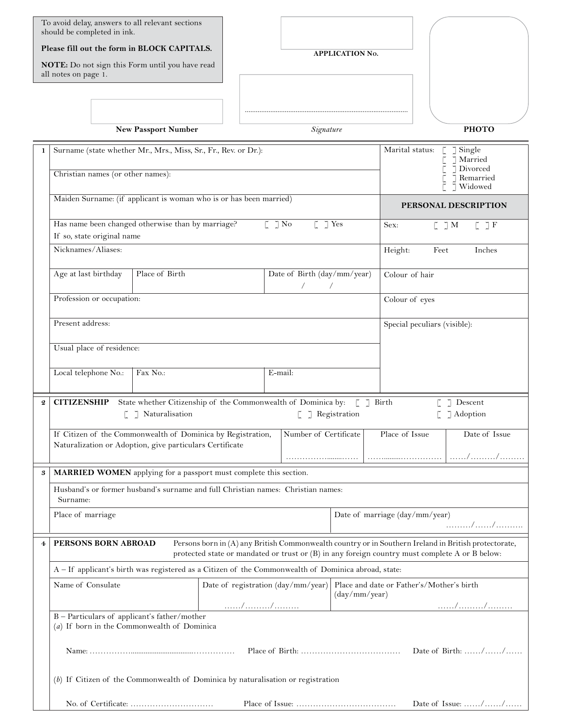To avoid delay, answers to all relevant sections should be completed in ink.

**Please fill out the form in BLOCK CAPITALS.**

**NOTE:** Do not sign this Form until you have read all notes on page 1.

**APPLICATION No.**

**New Passport Number**

........................................................................................

*Signature*

**PHOTO**

| | | | | |
|---|---|---|---|---|
| **1** | Surname (state whether Mr., Mrs., Miss, Sr., Fr., Rev. or Dr.): | | | Marital status: [ ] Single [ ] Married [ ] Divorced [ ] Remarried [ ] Widowed |
| | Christian names (or other names): | | | |
| | Maiden Surname: (if applicant is woman who is or has been married) | | | **PERSONAL DESCRIPTION** |
| | Has name been changed otherwise than by marriage? [ ] No [ ] Yes<br>If so, state original name | | | Sex: [ ] M [ ] F |
| | Nicknames/Aliases: | | | Height: Feet Inches |
| | Age at last birthday | Place of Birth | Date of Birth (day/mm/year)<br>/ / | Colour of hair |
| | Profession or occupation: | | | Colour of eyes |
| | Present address: | | | Special peculiars (visible): |
| | Usual place of residence: | | | |
| | Local telephone No.: | Fax No.: | E-mail: | |

| | | | | |
|---|---|---|---|---|
| **2** | **CITIZENSHIP** State whether Citizenship of the Commonwealth of Dominica by: [ ] Birth [ ] Descent [ ] Naturalisation [ ] Registration [ ] Adoption | | | |
| | If Citizen of the Commonwealth of Dominica by Registration, Naturalization or Adoption, give particulars Certificate | Number of Certificate<br>……………........…. | Place of Issue<br>……..........………….. | Date of Issue<br>……/………/……… |

| | | |
|---|---|---|
| **3** | **MARRIED WOMEN** applying for a passport must complete this section. | |
| | Husband's or former husband's surname and full Christian names: Christian names:<br>Surname: | |
| | Place of marriage | Date of marriage (day/mm/year)<br>………/……/………. |

| | | | |
|---|---|---|---|
| **4** | **PERSONS BORN ABROAD** Persons born in (A) any British Commonwealth country or in Southern Ireland in British protectorate, protected state or mandated or trust or (B) in any foreign country must complete A or B below: | | |
| | A – If applicant's birth was registered as a Citizen of the Commonwealth of Dominica abroad, state: | | |
| | Name of Consulate | Date of registration (day/mm/year)<br>……/………/……… | Place and date or Father's/Mother's birth (day/mm/year)<br>……/………/……… |
| | B – Particulars of applicant's father/mother<br>(*a*) If born in the Commonwealth of Dominica<br><br>Name: ……………...................................…………  Place of Birth: ………………………………  Date of Birth: ……/……/……<br><br>(*b*) If Citizen of the Commonwealth of Dominica by naturalisation or registration<br><br>No. of Certificate: …………………………  Place of Issue: ………………………………  Date of Issue: ……/……/…… | | |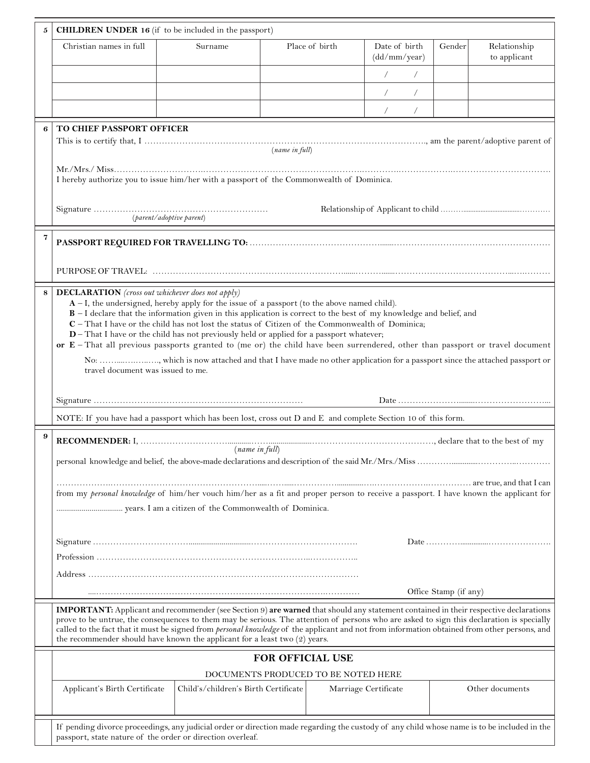## 5 CHILDREN UNDER 16 (if to be included in the passport)

| Christian names in full | Surname | Place of birth | Date of birth (dd/mm/year) | Gender | Relationship to applicant |
|---|---|---|---|---|---|
| | | | / / | | |
| | | | / / | | |
| | | | / / | | |

## 6 TO CHIEF PASSPORT OFFICER

This is to certify that, I ……………………………………………………………………………………………., am the parent/adoptive parent of
(*name in full*)

Mr./Mrs./ Miss……………………………………………………………………………………………………………………………………………….
I hereby authorize you to issue him/her with a passport of the Commonwealth of Dominica.

Signature …………………………………………………… Relationship of Applicant to child ……………………………………………
(*parent/adoptive parent*)

## 7

**PASSPORT REQUIRED FOR TRAVELLING TO:** ………………………………………………………………………………………………

PURPOSE OF TRAVEL: ……………………………………………………………………………………………………………………………

## 8 DECLARATION *(cross out whichever does not apply)*

**A** – I, the undersigned, hereby apply for the issue of a passport (to the above named child).
**B** – I declare that the information given in this application is correct to the best of my knowledge and belief, and
**C** – That I have or the child has not lost the status of Citizen of the Commonwealth of Dominica;
**D** – That I have or the child has not previously held or applied for a passport whatever;
**or E** – That all previous passports granted to (me or) the child have been surrendered, other than passport or travel document No: ……………………, which is now attached and that I have made no other application for a passport since the attached passport or travel document was issued to me.

Signature …………………………………………………………………… Date ………………………………………………..

NOTE: If you have had a passport which has been lost, cross out D and E and complete Section 10 of this form.

## 9

**RECOMMENDER:** I, ……………………………………………………………………………………………, declare that to the best of my
(*name in full*)

personal knowledge and belief, the above-made declarations and description of the said Mr./Mrs./Miss ………………………………………

……………………………………………………………………………………………………………………………… are true, and that I can from my *personal knowledge* of him/her vouch him/her as a fit and proper person to receive a passport. I have known the applicant for ……………………………… years. I am a citizen of the Commonwealth of Dominica.

Signature ……………………………………………………………………………… Date ………………………………………

Profession ………………………………………………………………………………………

Address ……………………………………………………………………………………………

……………………………………………………………………………………………… Office Stamp (if any)

**IMPORTANT:** Applicant and recommender (see Section 9) **are warned** that should any statement contained in their respective declarations prove to be untrue, the consequences to them may be serious. The attention of persons who are asked to sign this declaration is specially called to the fact that it must be signed from *personal knowledge* of the applicant and not from information obtained from other persons, and the recommender should have known the applicant for a least two (2) years.

## FOR OFFICIAL USE

DOCUMENTS PRODUCED TO BE NOTED HERE

| Applicant's Birth Certificate | Child's/children's Birth Certificate | Marriage Certificate | Other documents |
|---|---|---|---|
| | | | |

If pending divorce proceedings, any judicial order or direction made regarding the custody of any child whose name is to be included in the passport, state nature of the order or direction overleaf.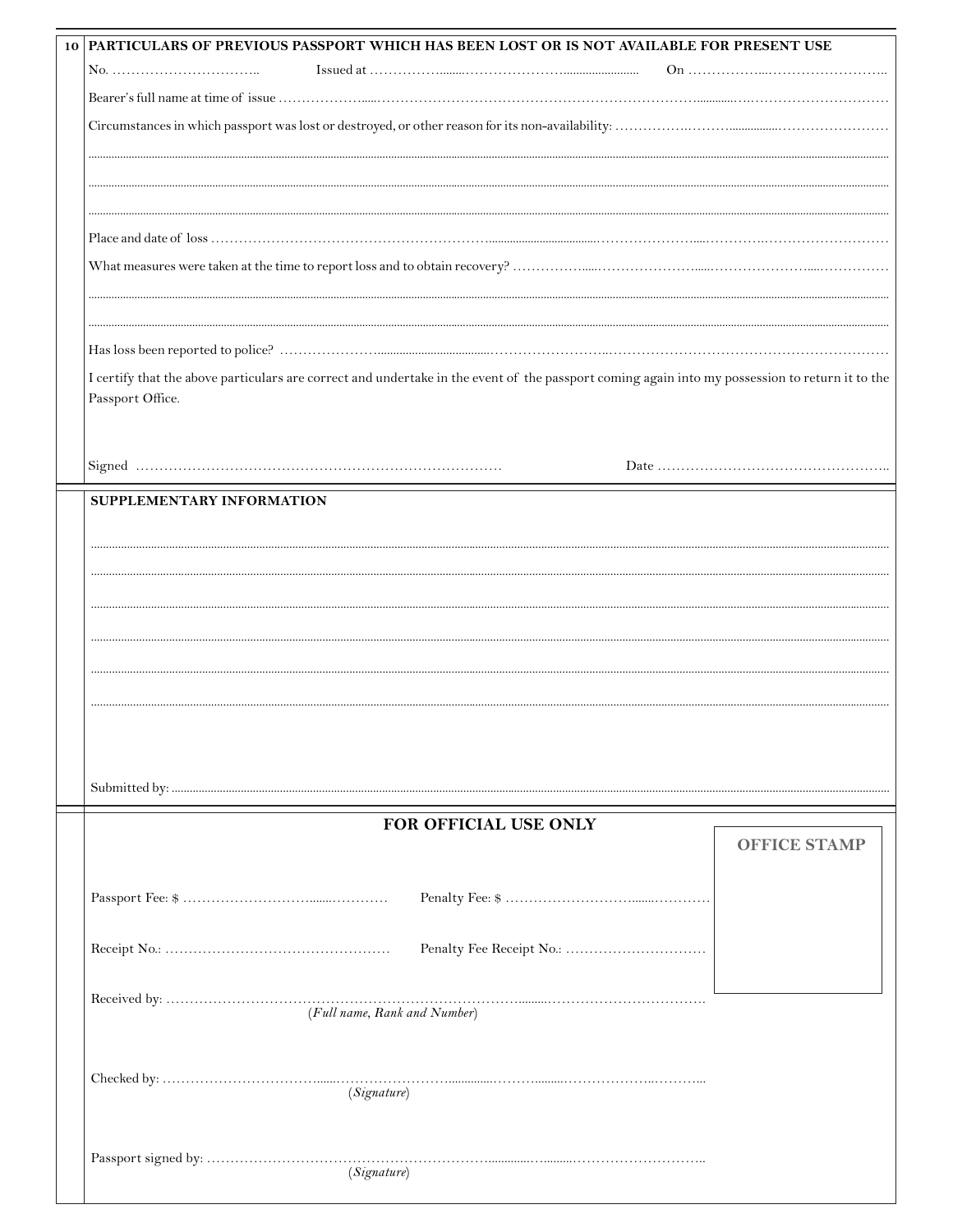**10 PARTICULARS OF PREVIOUS PASSPORT WHICH HAS BEEN LOST OR IS NOT AVAILABLE FOR PRESENT USE**

No. ………………………….. Issued at ……………........…………………........................ On ……………...……………………..

Bearer's full name at time of issue ………………......……………………………………………………………...........…..………………………

Circumstances in which passport was lost or destroyed, or other reason for its non-availability: …………….………................……………………

.................................................................................................................................................................................................................

.................................................................................................................................................................................................................

.................................................................................................................................................................................................................

Place and date of loss ………………………………………………….................................…………………....………….………………………

What measures were taken at the time to report loss and to obtain recovery? ……………......…………………......…………………....……………

.................................................................................................................................................................................................................

.................................................................................................................................................................................................................

Has loss been reported to police? …………………...................................……………………..…………………………………………………

I certify that the above particulars are correct and undertake in the event of the passport coming again into my possession to return it to the Passport Office.

Signed ………………………………………………………………… Date …………………………………………..

**SUPPLEMENTARY INFORMATION**

.................................................................................................................................................................................................................

.................................................................................................................................................................................................................

.................................................................................................................................................................................................................

.................................................................................................................................................................................................................

.................................................................................................................................................................................................................

.................................................................................................................................................................................................................

Submitted by: .................................................................................................................................................................................................

**FOR OFFICIAL USE ONLY**

**OFFICE STAMP**

Passport Fee: $ ……………………….......………… Penalty Fee: $ ……………………….......…………

Receipt No.: ………………………………………… Penalty Fee Receipt No.: …………………………

Received by: ……………………………………………………………………........……………………………
(*Full name, Rank and Number*)

Checked by: …………………………….......……………………...........………........……………….………..
(*Signature*)

Passport signed by: …………………………………………………….........….........………………………..
(*Signature*)